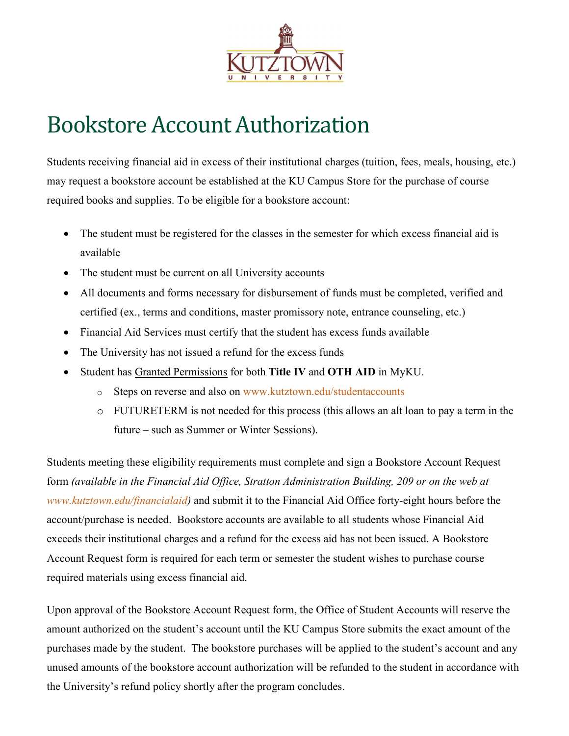# Bookstore Account Authorization

Students receiving financial aid in excess of their institutional charges (tuition, fees, meals, housing, etc.) may request a bookstore account be established at the KU Campus Store for the purchase of course required books and supplies. To be eligible for a bookstore account:

- The student must be registered for the classes in the semester for which excess financial aid is available
- The student must be current on all University accounts
- All documents and forms necessary for disbursement of funds must be completed, verified and certified (ex., terms and conditions, master promissory note, entrance counseling, etc.)
- Financial Aid Services must certify that the student has excess funds available
- The University has not issued a refund for the excess funds
- Student has Granted Permissions for both **Title IV** and **OTH AID** in MyKU.
    - Steps on reverse and also on www.kutztown.edu/studentaccounts
    - FUTURETERM is not needed for this process (this allows an alt loan to pay a term in the future – such as Summer or Winter Sessions).

Students meeting these eligibility requirements must complete and sign a Bookstore Account Request form *(available in the Financial Aid Office, Stratton Administration Building, 209 or on the web at www.kutztown.edu/financialaid)* and submit it to the Financial Aid Office forty-eight hours before the account/purchase is needed. Bookstore accounts are available to all students whose Financial Aid exceeds their institutional charges and a refund for the excess aid has not been issued. A Bookstore Account Request form is required for each term or semester the student wishes to purchase course required materials using excess financial aid.

Upon approval of the Bookstore Account Request form, the Office of Student Accounts will reserve the amount authorized on the student's account until the KU Campus Store submits the exact amount of the purchases made by the student. The bookstore purchases will be applied to the student's account and any unused amounts of the bookstore account authorization will be refunded to the student in accordance with the University's refund policy shortly after the program concludes.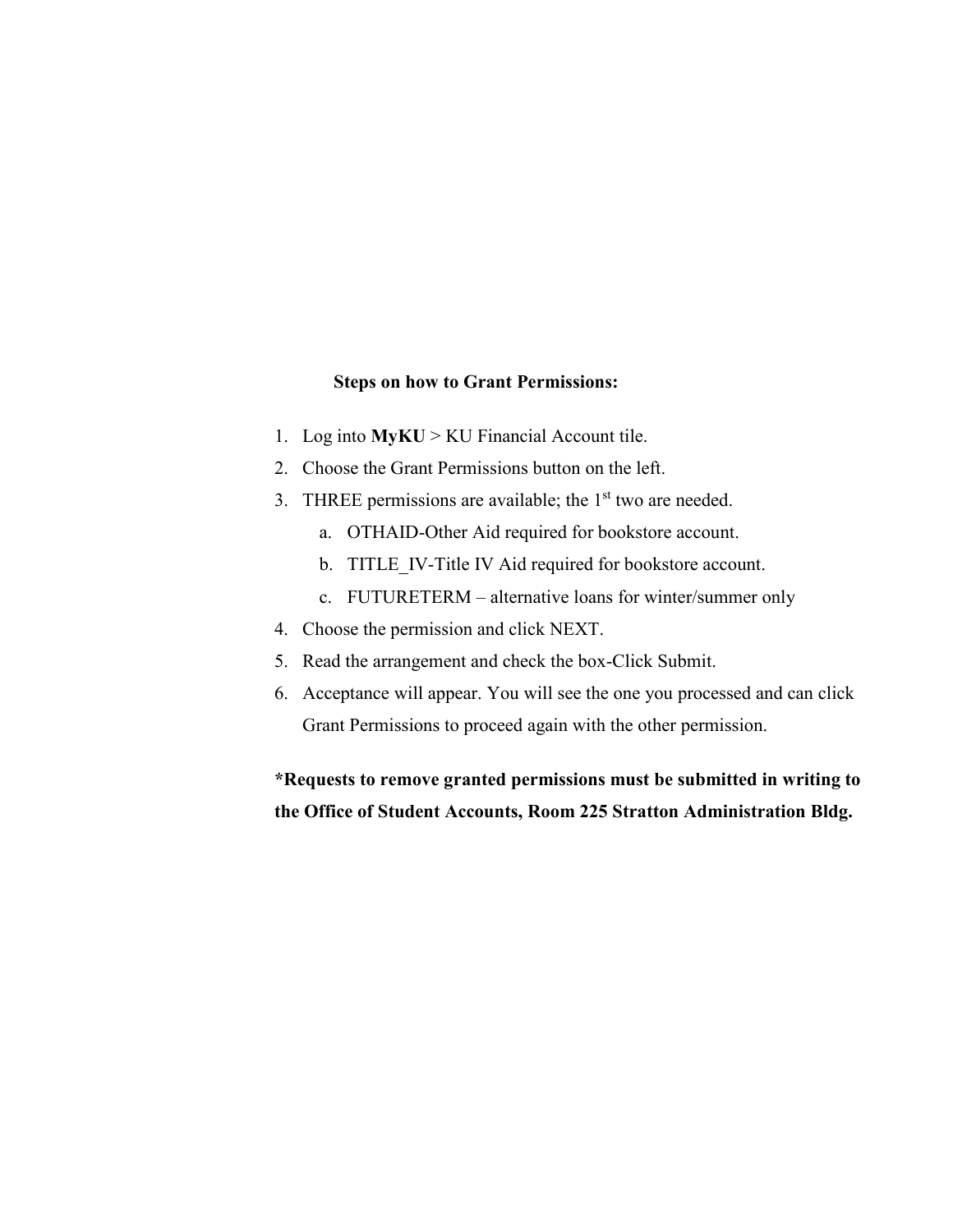**Steps on how to Grant Permissions:**

1. Log into **MyKU** > KU Financial Account tile.
2. Choose the Grant Permissions button on the left.
3. THREE permissions are available; the 1st two are needed.
   a. OTHAID-Other Aid required for bookstore account.
   b. TITLE_IV-Title IV Aid required for bookstore account.
   c. FUTURETERM – alternative loans for winter/summer only
4. Choose the permission and click NEXT.
5. Read the arrangement and check the box-Click Submit.
6. Acceptance will appear. You will see the one you processed and can click Grant Permissions to proceed again with the other permission.

**\*Requests to remove granted permissions must be submitted in writing to the Office of Student Accounts, Room 225 Stratton Administration Bldg.**